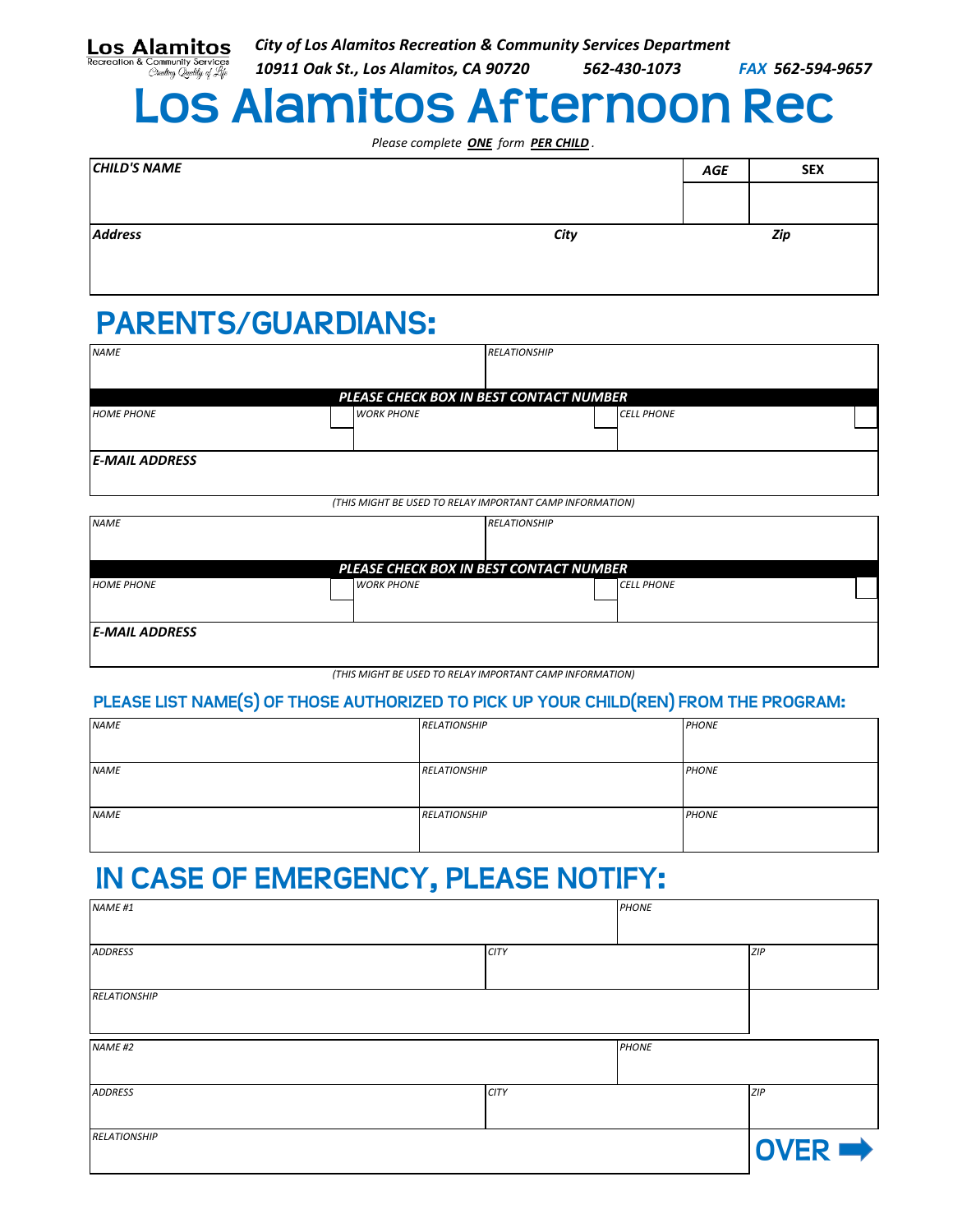**Los Alamitos**
Recreation & Community Services
*Creating Quality of Life*

***City of Los Alamitos Recreation & Community Services Department***
***10911 Oak St., Los Alamitos, CA 90720*** ***562-430-1073*** ***FAX 562-594-9657***

# Los Alamitos Afternoon Rec

*Please complete __ONE__ form __PER CHILD__.*

| ***CHILD'S NAME*** | ***AGE*** | **SEX** |
|---|---|---|
| | | |

| ***Address*** | ***City*** | ***Zip*** |
|---|---|---|
| | | |

## PARENTS/GUARDIANS:

| *NAME* | *RELATIONSHIP* |
|---|---|
| | |

***PLEASE CHECK BOX IN BEST CONTACT NUMBER***

| *HOME PHONE* ☐ | *WORK PHONE* ☐ | *CELL PHONE* ☐ |
|---|---|---|
| | | |

| ***E-MAIL ADDRESS*** |
|---|
| |

*(THIS MIGHT BE USED TO RELAY IMPORTANT CAMP INFORMATION)*

| *NAME* | *RELATIONSHIP* |
|---|---|
| | |

***PLEASE CHECK BOX IN BEST CONTACT NUMBER***

| *HOME PHONE* ☐ | *WORK PHONE* ☐ | *CELL PHONE* ☐ |
|---|---|---|
| | | |

| ***E-MAIL ADDRESS*** |
|---|
| |

*(THIS MIGHT BE USED TO RELAY IMPORTANT CAMP INFORMATION)*

### PLEASE LIST NAME(S) OF THOSE AUTHORIZED TO PICK UP YOUR CHILD(REN) FROM THE PROGRAM:

| *NAME* | *RELATIONSHIP* | *PHONE* |
|---|---|---|
| *NAME* | *RELATIONSHIP* | *PHONE* |
| *NAME* | *RELATIONSHIP* | *PHONE* |

## IN CASE OF EMERGENCY, PLEASE NOTIFY:

| *NAME #1* | | *PHONE* |
|---|---|---|
| *ADDRESS* | *CITY* | *ZIP* |
| *RELATIONSHIP* | | |

| *NAME #2* | | *PHONE* |
|---|---|---|
| *ADDRESS* | *CITY* | *ZIP* |
| *RELATIONSHIP* | | |

**OVER ➡**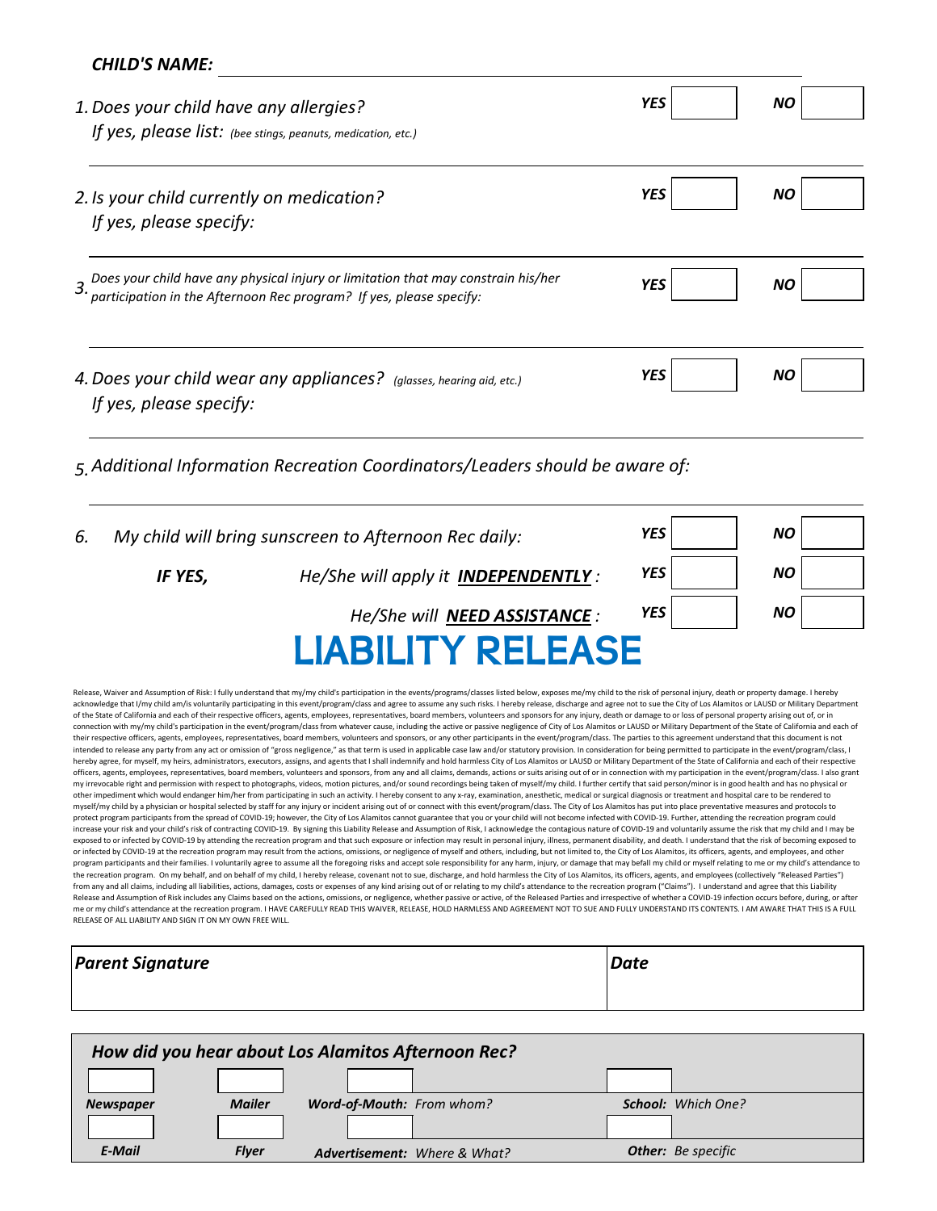***CHILD'S NAME:*** ______________________________

| | | | | |
|---|---|---|---|---|
| 1. *Does your child have any allergies?* *If yes, please list: (bee stings, peanuts, medication, etc.)* | ***YES*** | | ***NO*** | |
| 2. *Is your child currently on medication?* *If yes, please specify:* | ***YES*** | | ***NO*** | |
| 3. *Does your child have any physical injury or limitation that may constrain his/her participation in the Afternoon Rec program? If yes, please specify:* | ***YES*** | | ***NO*** | |
| 4. *Does your child wear any appliances? (glasses, hearing aid, etc.)* *If yes, please specify:* | ***YES*** | | ***NO*** | |

5. *Additional Information Recreation Coordinators/Leaders should be aware of:*

| | | | | |
|---|---|---|---|---|
| 6. *My child will bring sunscreen to Afternoon Rec daily:* | ***YES*** | | ***NO*** | |
| ***IF YES,*** *He/She will apply it **INDEPENDENTLY**:* | ***YES*** | | ***NO*** | |
| *He/She will **NEED ASSISTANCE**:* | ***YES*** | | ***NO*** | |

# LIABILITY RELEASE

Release, Waiver and Assumption of Risk: I fully understand that my/my child's participation in the events/programs/classes listed below, exposes me/my child to the risk of personal injury, death or property damage. I hereby acknowledge that I/my child am/is voluntarily participating in this event/program/class and agree to assume any such risks. I hereby release, discharge and agree not to sue the City of Los Alamitos or LAUSD or Military Department of the State of California and each of their respective officers, agents, employees, representatives, board members, volunteers and sponsors for any injury, death or damage to or loss of personal property arising out of, or in connection with my/my child's participation in the event/program/class from whatever cause, including the active or passive negligence of City of Los Alamitos or LAUSD or Military Department of the State of California and each of their respective officers, agents, employees, representatives, board members, volunteers and sponsors, or any other participants in the event/program/class. The parties to this agreement understand that this document is not intended to release any party from any act or omission of "gross negligence," as that term is used in applicable case law and/or statutory provision. In consideration for being permitted to participate in the event/program/class, I hereby agree, for myself, my heirs, administrators, executors, assigns, and agents that I shall indemnify and hold harmless City of Los Alamitos or LAUSD or Military Department of the State of California and each of their respective officers, agents, employees, representatives, board members, volunteers and sponsors, from any and all claims, demands, actions or suits arising out of or in connection with my participation in the event/program/class. I also grant my irrevocable right and permission with respect to photographs, videos, motion pictures, and/or sound recordings being taken of myself/my child. I further certify that said person/minor is in good health and has no physical or other impediment which would endanger him/her from participating in such an activity. I hereby consent to any x-ray, examination, anesthetic, medical or surgical diagnosis or treatment and hospital care to be rendered to myself/my child by a physician or hospital selected by staff for any injury or incident arising out of or connect with this event/program/class. The City of Los Alamitos has put into place preventative measures and protocols to protect program participants from the spread of COVID-19; however, the City of Los Alamitos cannot guarantee that you or your child will not become infected with COVID-19. Further, attending the recreation program could increase your risk and your child's risk of contracting COVID-19. By signing this Liability Release and Assumption of Risk, I acknowledge the contagious nature of COVID-19 and voluntarily assume the risk that my child and I may be exposed to or infected by COVID-19 by attending the recreation program and that such exposure or infection may result in personal injury, illness, permanent disability, and death. I understand that the risk of becoming exposed to or infected by COVID-19 at the recreation program may result from the actions, omissions, or negligence of myself and others, including, but not limited to, the City of Los Alamitos, its officers, agents, and employees, and other program participants and their families. I voluntarily agree to assume all the foregoing risks and accept sole responsibility for any harm, injury, or damage that may befall my child or myself relating to me or my child's attendance to the recreation program. On my behalf, and on behalf of my child, I hereby release, covenant not to sue, discharge, and hold harmless the City of Los Alamitos, its officers, agents, and employees (collectively "Released Parties") from any and all claims, including all liabilities, actions, damages, costs or expenses of any kind arising out of or relating to my child's attendance to the recreation program ("Claims"). I understand and agree that this Liability Release and Assumption of Risk includes any Claims based on the actions, omissions, or negligence, whether passive or active, of the Released Parties and irrespective of whether a COVID-19 infection occurs before, during, or after me or my child's attendance at the recreation program. I HAVE CAREFULLY READ THIS WAIVER, RELEASE, HOLD HARMLESS AND AGREEMENT NOT TO SUE AND FULLY UNDERSTAND ITS CONTENTS. I AM AWARE THAT THIS IS A FULL RELEASE OF ALL LIABILITY AND SIGN IT ON MY OWN FREE WILL.

| ***Parent Signature*** | ***Date*** |
|---|---|
| | |

***How did you hear about Los Alamitos Afternoon Rec?***

| | | | |
|---|---|---|---|
| ***Newspaper*** | ***Mailer*** | ***Word-of-Mouth:*** *From whom?* | ***School:*** *Which One?* |
| ***E-Mail*** | ***Flyer*** | ***Advertisement:*** *Where & What?* | ***Other:*** *Be specific* |